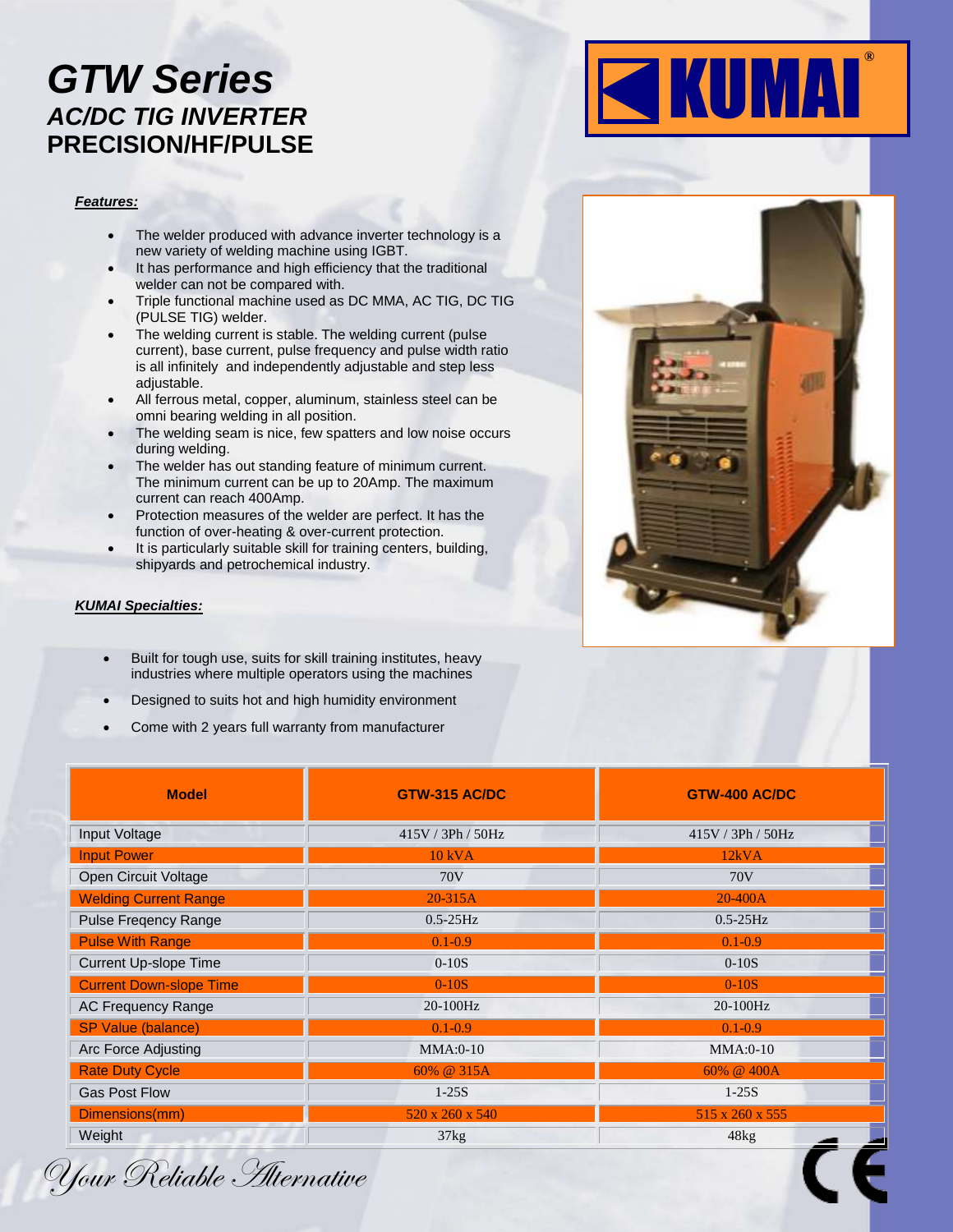# GTW Series

## AC/DC TIG INVERTER

## PRECISION/HF/PULSE

KUMAI®

***Features:***

- The welder produced with advance inverter technology is a new variety of welding machine using IGBT.
- It has performance and high efficiency that the traditional welder can not be compared with.
- Triple functional machine used as DC MMA, AC TIG, DC TIG (PULSE TIG) welder.
- The welding current is stable. The welding current (pulse current), base current, pulse frequency and pulse width ratio is all infinitely and independently adjustable and step less adjustable.
- All ferrous metal, copper, aluminum, stainless steel can be omni bearing welding in all position.
- The welding seam is nice, few spatters and low noise occurs during welding.
- The welder has out standing feature of minimum current. The minimum current can be up to 20Amp. The maximum current can reach 400Amp.
- Protection measures of the welder are perfect. It has the function of over-heating & over-current protection.
- It is particularly suitable skill for training centers, building, shipyards and petrochemical industry.

***KUMAI Specialties:***

- Built for tough use, suits for skill training institutes, heavy industries where multiple operators using the machines
- Designed to suits hot and high humidity environment
- Come with 2 years full warranty from manufacturer

| Model | GTW-315 AC/DC | GTW-400 AC/DC |
|---|---|---|
| Input Voltage | 415V / 3Ph / 50Hz | 415V / 3Ph / 50Hz |
| Input Power | 10 kVA | 12kVA |
| Open Circuit Voltage | 70V | 70V |
| Welding Current Range | 20-315A | 20-400A |
| Pulse Freqency Range | 0.5-25Hz | 0.5-25Hz |
| Pulse With Range | 0.1-0.9 | 0.1-0.9 |
| Current Up-slope Time | 0-10S | 0-10S |
| Current Down-slope Time | 0-10S | 0-10S |
| AC Frequency Range | 20-100Hz | 20-100Hz |
| SP Value (balance) | 0.1-0.9 | 0.1-0.9 |
| Arc Force Adjusting | MMA:0-10 | MMA:0-10 |
| Rate Duty Cycle | 60% @ 315A | 60% @ 400A |
| Gas Post Flow | 1-25S | 1-25S |
| Dimensions(mm) | 520 x 260 x 540 | 515 x 260 x 555 |
| Weight | 37kg | 48kg |

*Your Reliable Alternative*

CE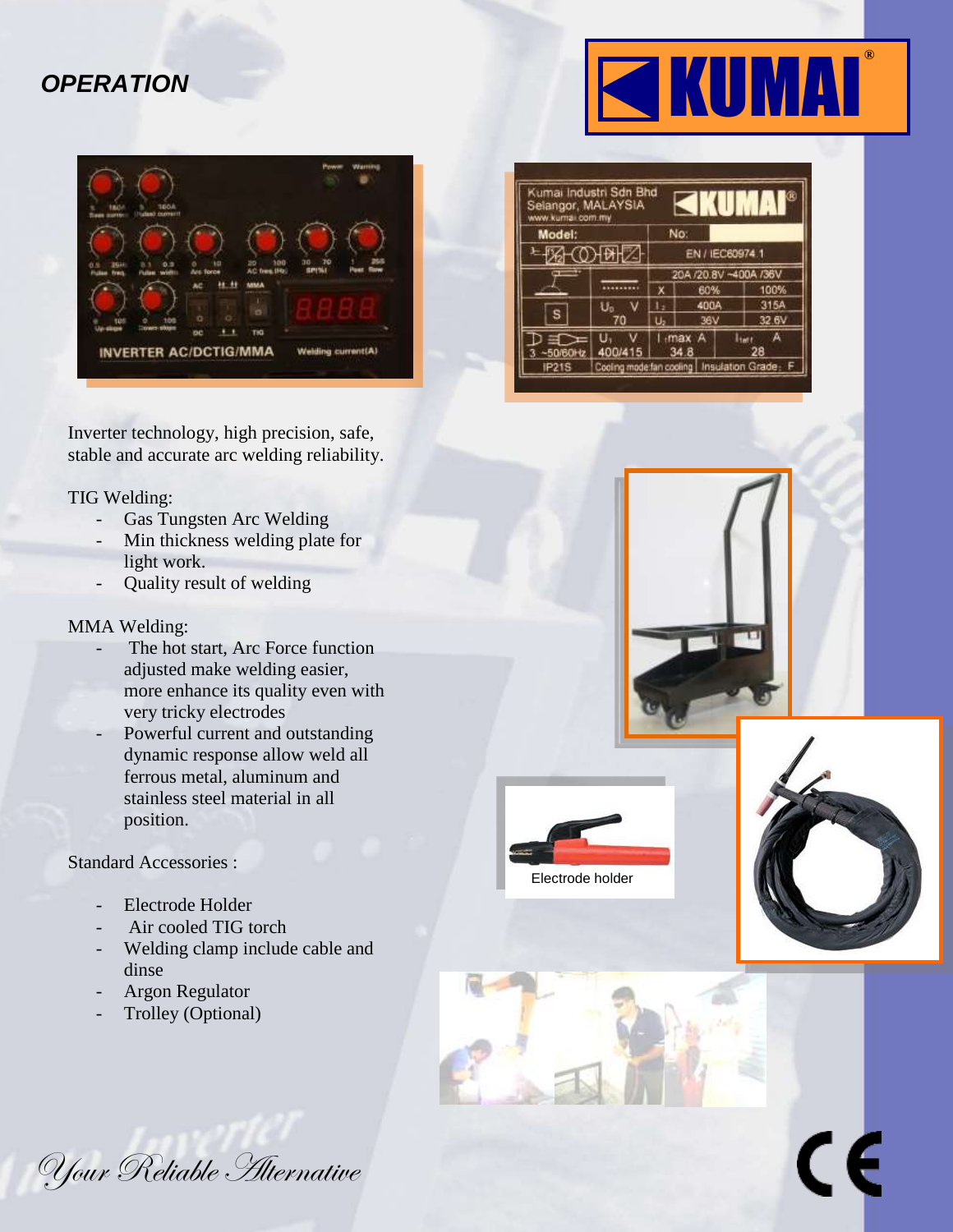## OPERATION

Inverter technology, high precision, safe, stable and accurate arc welding reliability.

TIG Welding:

- Gas Tungsten Arc Welding
- Min thickness welding plate for light work.
- Quality result of welding

MMA Welding:

- The hot start, Arc Force function adjusted make welding easier, more enhance its quality even with very tricky electrodes
- Powerful current and outstanding dynamic response allow weld all ferrous metal, aluminum and stainless steel material in all position.

Standard Accessories :

- Electrode Holder
- Air cooled TIG torch
- Welding clamp include cable and dinse
- Argon Regulator
- Trolley (Optional)

Electrode holder

*Your Reliable Alternative*